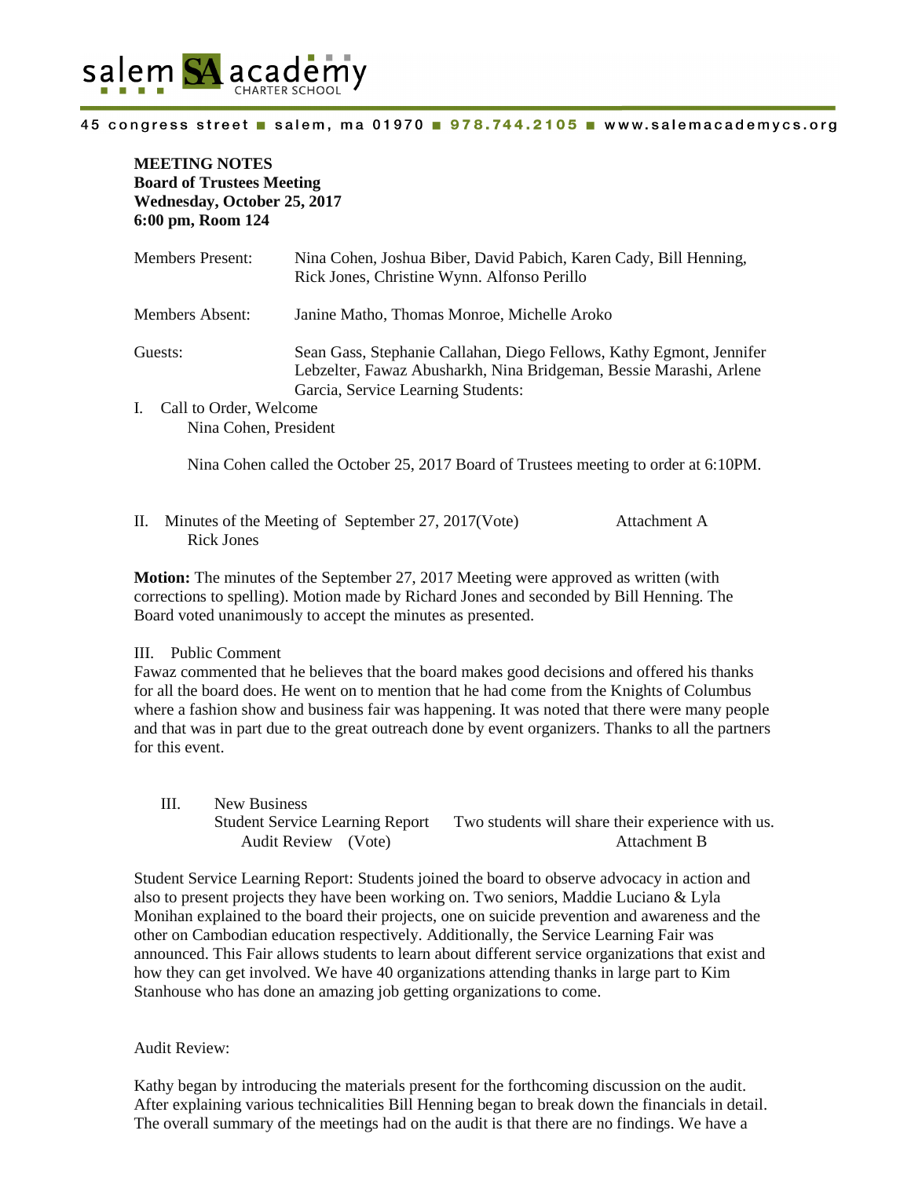salem SA academy CHARTER SCHOOL

45 congress street ■ salem, ma 01970 ■ 978.744.2105 ■ www.salemacademycs.org

**MEETING NOTES**
**Board of Trustees Meeting**
**Wednesday, October 25, 2017**
**6:00 pm, Room 124**

| | |
|---|---|
| Members Present: | Nina Cohen, Joshua Biber, David Pabich, Karen Cady, Bill Henning, Rick Jones, Christine Wynn. Alfonso Perillo |
| Members Absent: | Janine Matho, Thomas Monroe, Michelle Aroko |
| Guests: | Sean Gass, Stephanie Callahan, Diego Fellows, Kathy Egmont, Jennifer Lebzelter, Fawaz Abusharkh, Nina Bridgeman, Bessie Marashi, Arlene Garcia, Service Learning Students: |

I. Call to Order, Welcome
Nina Cohen, President

Nina Cohen called the October 25, 2017 Board of Trustees meeting to order at 6:10PM.

II. Minutes of the Meeting of September 27, 2017(Vote) Attachment A
Rick Jones

**Motion:** The minutes of the September 27, 2017 Meeting were approved as written (with corrections to spelling). Motion made by Richard Jones and seconded by Bill Henning. The Board voted unanimously to accept the minutes as presented.

III. Public Comment
Fawaz commented that he believes that the board makes good decisions and offered his thanks for all the board does. He went on to mention that he had come from the Knights of Columbus where a fashion show and business fair was happening. It was noted that there were many people and that was in part due to the great outreach done by event organizers. Thanks to all the partners for this event.

III. New Business
Student Service Learning Report Two students will share their experience with us.
Audit Review (Vote) Attachment B

Student Service Learning Report: Students joined the board to observe advocacy in action and also to present projects they have been working on. Two seniors, Maddie Luciano & Lyla Monihan explained to the board their projects, one on suicide prevention and awareness and the other on Cambodian education respectively. Additionally, the Service Learning Fair was announced. This Fair allows students to learn about different service organizations that exist and how they can get involved. We have 40 organizations attending thanks in large part to Kim Stanhouse who has done an amazing job getting organizations to come.

Audit Review:

Kathy began by introducing the materials present for the forthcoming discussion on the audit. After explaining various technicalities Bill Henning began to break down the financials in detail. The overall summary of the meetings had on the audit is that there are no findings. We have a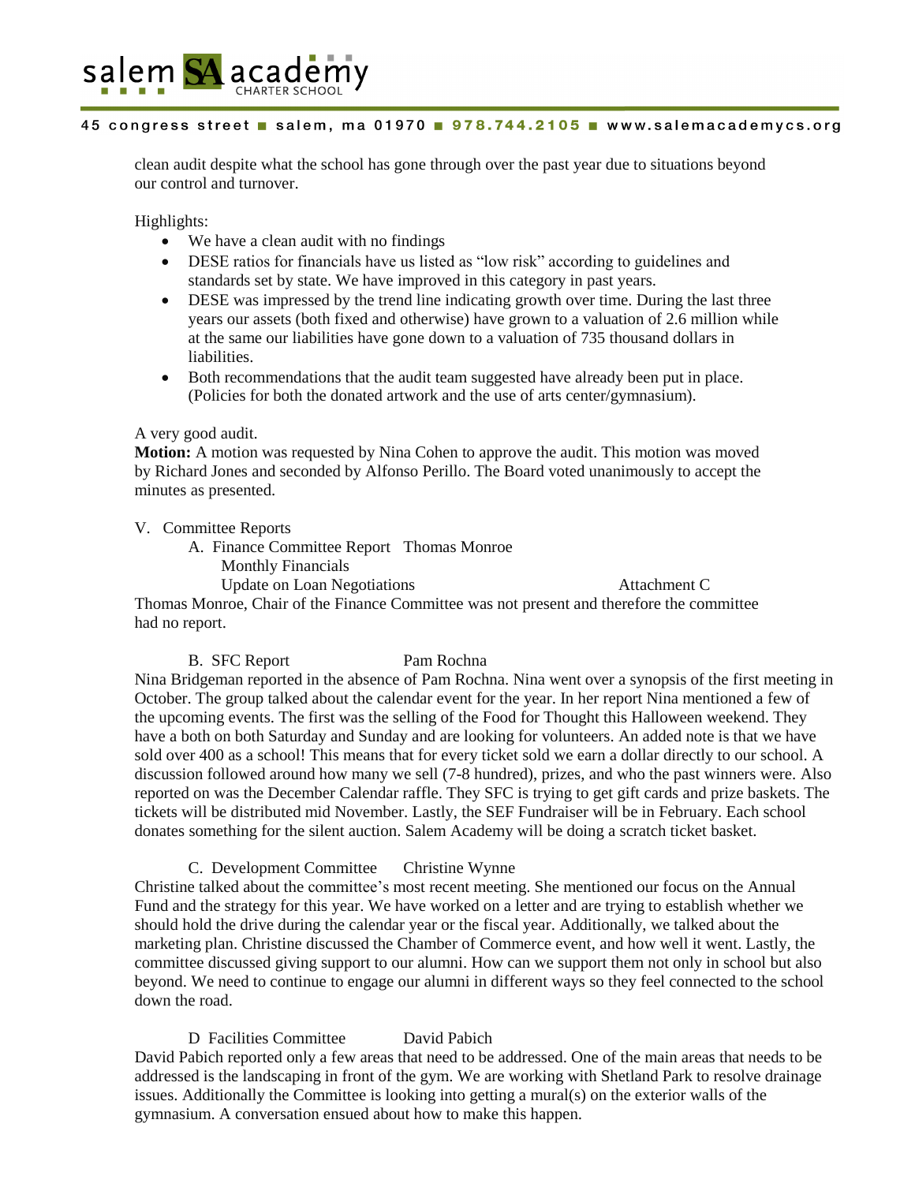clean audit despite what the school has gone through over the past year due to situations beyond our control and turnover.

Highlights:

- We have a clean audit with no findings
- DESE ratios for financials have us listed as "low risk" according to guidelines and standards set by state. We have improved in this category in past years.
- DESE was impressed by the trend line indicating growth over time. During the last three years our assets (both fixed and otherwise) have grown to a valuation of 2.6 million while at the same our liabilities have gone down to a valuation of 735 thousand dollars in liabilities.
- Both recommendations that the audit team suggested have already been put in place. (Policies for both the donated artwork and the use of arts center/gymnasium).

A very good audit.

**Motion:** A motion was requested by Nina Cohen to approve the audit. This motion was moved by Richard Jones and seconded by Alfonso Perillo. The Board voted unanimously to accept the minutes as presented.

V. Committee Reports

A. Finance Committee Report  Thomas Monroe
Monthly Financials
Update on Loan Negotiations  Attachment C

Thomas Monroe, Chair of the Finance Committee was not present and therefore the committee had no report.

B. SFC Report  Pam Rochna

Nina Bridgeman reported in the absence of Pam Rochna. Nina went over a synopsis of the first meeting in October. The group talked about the calendar event for the year. In her report Nina mentioned a few of the upcoming events. The first was the selling of the Food for Thought this Halloween weekend. They have a both on both Saturday and Sunday and are looking for volunteers. An added note is that we have sold over 400 as a school! This means that for every ticket sold we earn a dollar directly to our school. A discussion followed around how many we sell (7-8 hundred), prizes, and who the past winners were. Also reported on was the December Calendar raffle. They SFC is trying to get gift cards and prize baskets. The tickets will be distributed mid November. Lastly, the SEF Fundraiser will be in February. Each school donates something for the silent auction. Salem Academy will be doing a scratch ticket basket.

C. Development Committee  Christine Wynne

Christine talked about the committee's most recent meeting. She mentioned our focus on the Annual Fund and the strategy for this year. We have worked on a letter and are trying to establish whether we should hold the drive during the calendar year or the fiscal year. Additionally, we talked about the marketing plan. Christine discussed the Chamber of Commerce event, and how well it went. Lastly, the committee discussed giving support to our alumni. How can we support them not only in school but also beyond. We need to continue to engage our alumni in different ways so they feel connected to the school down the road.

D Facilities Committee  David Pabich

David Pabich reported only a few areas that need to be addressed. One of the main areas that needs to be addressed is the landscaping in front of the gym. We are working with Shetland Park to resolve drainage issues. Additionally the Committee is looking into getting a mural(s) on the exterior walls of the gymnasium. A conversation ensued about how to make this happen.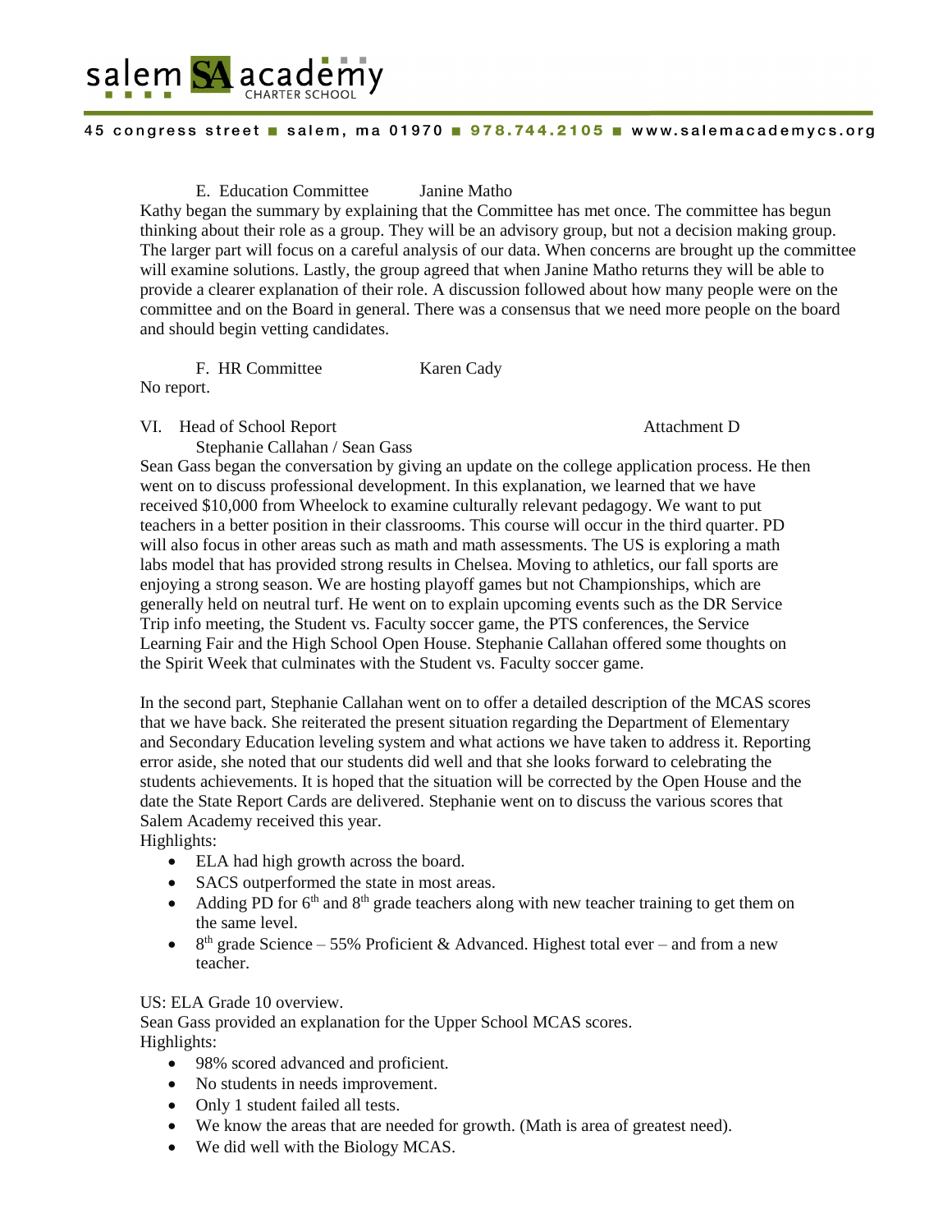E. Education Committee  Janine Matho

Kathy began the summary by explaining that the Committee has met once. The committee has begun thinking about their role as a group. They will be an advisory group, but not a decision making group. The larger part will focus on a careful analysis of our data. When concerns are brought up the committee will examine solutions. Lastly, the group agreed that when Janine Matho returns they will be able to provide a clearer explanation of their role. A discussion followed about how many people were on the committee and on the Board in general. There was a consensus that we need more people on the board and should begin vetting candidates.

F. HR Committee  Karen Cady

No report.

VI. Head of School Report  Attachment D

Stephanie Callahan / Sean Gass

Sean Gass began the conversation by giving an update on the college application process. He then went on to discuss professional development. In this explanation, we learned that we have received $10,000 from Wheelock to examine culturally relevant pedagogy. We want to put teachers in a better position in their classrooms. This course will occur in the third quarter. PD will also focus in other areas such as math and math assessments. The US is exploring a math labs model that has provided strong results in Chelsea. Moving to athletics, our fall sports are enjoying a strong season. We are hosting playoff games but not Championships, which are generally held on neutral turf. He went on to explain upcoming events such as the DR Service Trip info meeting, the Student vs. Faculty soccer game, the PTS conferences, the Service Learning Fair and the High School Open House. Stephanie Callahan offered some thoughts on the Spirit Week that culminates with the Student vs. Faculty soccer game.

In the second part, Stephanie Callahan went on to offer a detailed description of the MCAS scores that we have back. She reiterated the present situation regarding the Department of Elementary and Secondary Education leveling system and what actions we have taken to address it. Reporting error aside, she noted that our students did well and that she looks forward to celebrating the students achievements. It is hoped that the situation will be corrected by the Open House and the date the State Report Cards are delivered. Stephanie went on to discuss the various scores that Salem Academy received this year.

Highlights:

- ELA had high growth across the board.
- SACS outperformed the state in most areas.
- Adding PD for 6th and 8th grade teachers along with new teacher training to get them on the same level.
- 8th grade Science – 55% Proficient & Advanced. Highest total ever – and from a new teacher.

US: ELA Grade 10 overview.

Sean Gass provided an explanation for the Upper School MCAS scores.

Highlights:

- 98% scored advanced and proficient.
- No students in needs improvement.
- Only 1 student failed all tests.
- We know the areas that are needed for growth. (Math is area of greatest need).
- We did well with the Biology MCAS.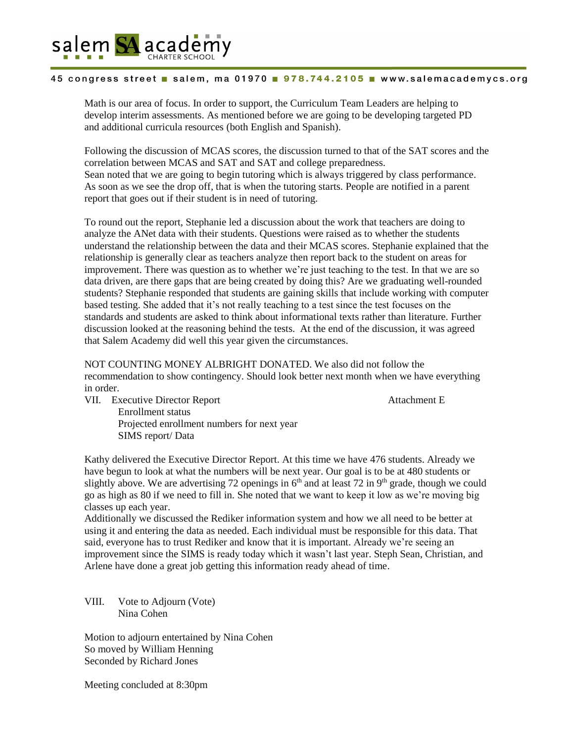Math is our area of focus. In order to support, the Curriculum Team Leaders are helping to develop interim assessments. As mentioned before we are going to be developing targeted PD and additional curricula resources (both English and Spanish).

Following the discussion of MCAS scores, the discussion turned to that of the SAT scores and the correlation between MCAS and SAT and SAT and college preparedness.
Sean noted that we are going to begin tutoring which is always triggered by class performance. As soon as we see the drop off, that is when the tutoring starts. People are notified in a parent report that goes out if their student is in need of tutoring.

To round out the report, Stephanie led a discussion about the work that teachers are doing to analyze the ANet data with their students. Questions were raised as to whether the students understand the relationship between the data and their MCAS scores. Stephanie explained that the relationship is generally clear as teachers analyze then report back to the student on areas for improvement. There was question as to whether we're just teaching to the test. In that we are so data driven, are there gaps that are being created by doing this? Are we graduating well-rounded students? Stephanie responded that students are gaining skills that include working with computer based testing. She added that it's not really teaching to a test since the test focuses on the standards and students are asked to think about informational texts rather than literature. Further discussion looked at the reasoning behind the tests. At the end of the discussion, it was agreed that Salem Academy did well this year given the circumstances.

NOT COUNTING MONEY ALBRIGHT DONATED. We also did not follow the recommendation to show contingency. Should look better next month when we have everything in order.

VII. Executive Director Report — Attachment E
- Enrollment status
- Projected enrollment numbers for next year
- SIMS report/ Data

Kathy delivered the Executive Director Report. At this time we have 476 students. Already we have begun to look at what the numbers will be next year. Our goal is to be at 480 students or slightly above. We are advertising 72 openings in 6th and at least 72 in 9th grade, though we could go as high as 80 if we need to fill in. She noted that we want to keep it low as we're moving big classes up each year.
Additionally we discussed the Rediker information system and how we all need to be better at using it and entering the data as needed. Each individual must be responsible for this data. That said, everyone has to trust Rediker and know that it is important. Already we're seeing an improvement since the SIMS is ready today which it wasn't last year. Steph Sean, Christian, and Arlene have done a great job getting this information ready ahead of time.

VIII. Vote to Adjourn (Vote)
Nina Cohen

Motion to adjourn entertained by Nina Cohen
So moved by William Henning
Seconded by Richard Jones

Meeting concluded at 8:30pm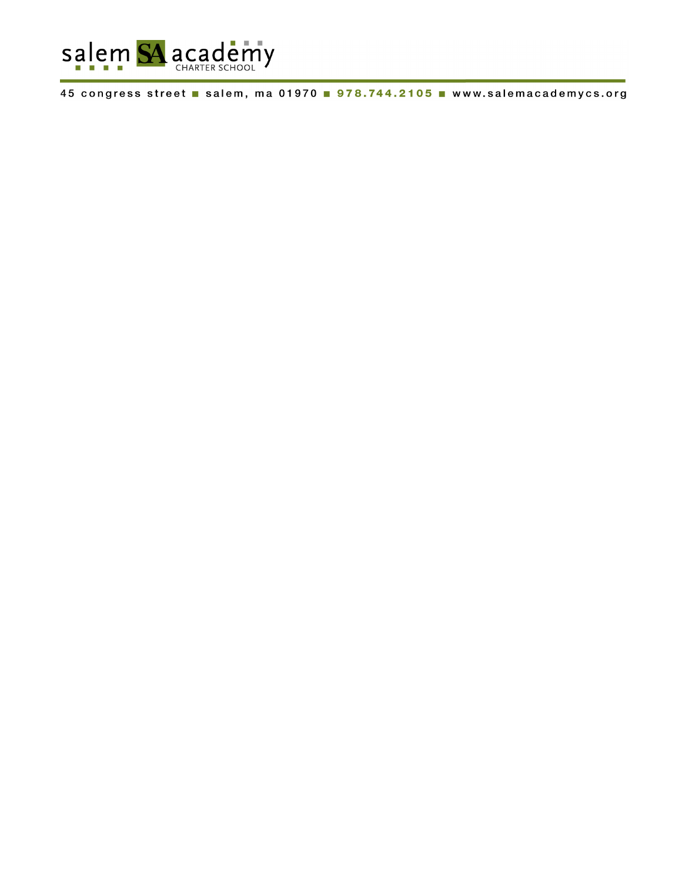salem SA academy CHARTER SCHOOL

45 congress street ■ salem, ma 01970 ■ 978.744.2105 ■ www.salemacademycs.org